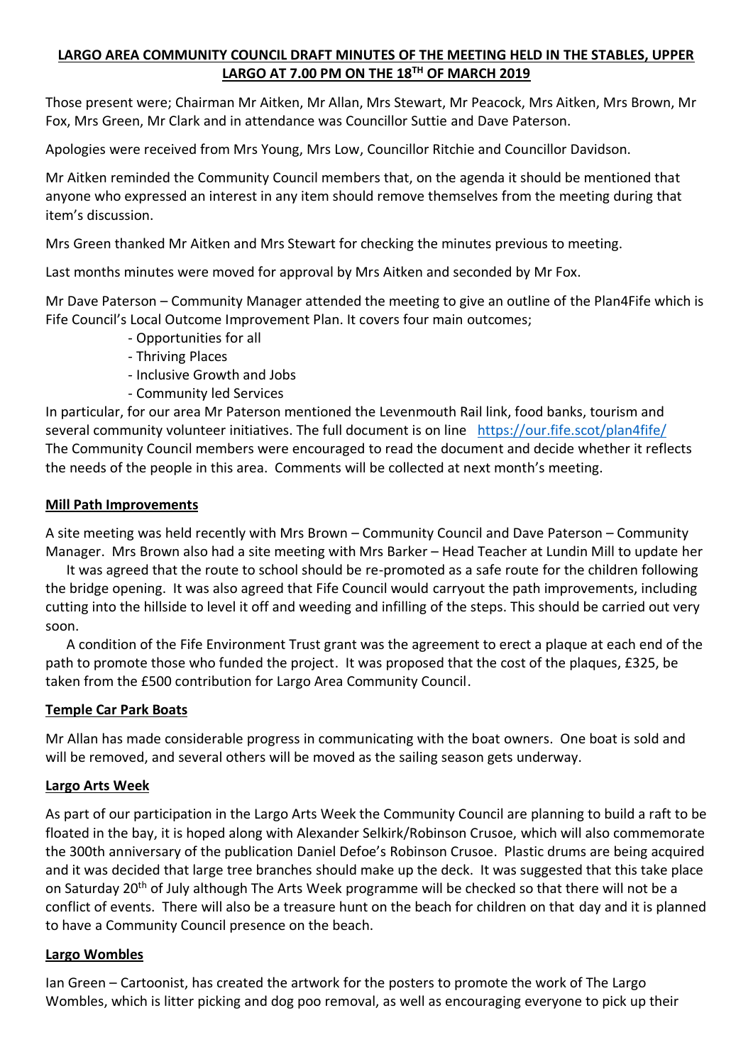# LARGO AREA COMMUNITY COUNCIL DRAFT MINUTES OF THE MEETING HELD IN THE STABLES, UPPER LARGO AT 7.00 PM ON THE 18TH OF MARCH 2019

Those present were; Chairman Mr Aitken, Mr Allan, Mrs Stewart, Mr Peacock, Mrs Aitken, Mrs Brown, Mr Fox, Mrs Green, Mr Clark and in attendance was Councillor Suttie and Dave Paterson.

Apologies were received from Mrs Young, Mrs Low, Councillor Ritchie and Councillor Davidson.

Mr Aitken reminded the Community Council members that, on the agenda it should be mentioned that anyone who expressed an interest in any item should remove themselves from the meeting during that item's discussion.

Mrs Green thanked Mr Aitken and Mrs Stewart for checking the minutes previous to meeting.

Last months minutes were moved for approval by Mrs Aitken and seconded by Mr Fox.

Mr Dave Paterson – Community Manager attended the meeting to give an outline of the Plan4Fife which is Fife Council's Local Outcome Improvement Plan. It covers four main outcomes;

- Opportunities for all
- Thriving Places
- Inclusive Growth and Jobs
- Community led Services

In particular, for our area Mr Paterson mentioned the Levenmouth Rail link, food banks, tourism and several community volunteer initiatives. The full document is on line https://our.fife.scot/plan4fife/ The Community Council members were encouraged to read the document and decide whether it reflects the needs of the people in this area. Comments will be collected at next month's meeting.

## Mill Path Improvements

A site meeting was held recently with Mrs Brown – Community Council and Dave Paterson – Community Manager. Mrs Brown also had a site meeting with Mrs Barker – Head Teacher at Lundin Mill to update her

It was agreed that the route to school should be re-promoted as a safe route for the children following the bridge opening. It was also agreed that Fife Council would carryout the path improvements, including cutting into the hillside to level it off and weeding and infilling of the steps. This should be carried out very soon.

A condition of the Fife Environment Trust grant was the agreement to erect a plaque at each end of the path to promote those who funded the project. It was proposed that the cost of the plaques, £325, be taken from the £500 contribution for Largo Area Community Council.

## Temple Car Park Boats

Mr Allan has made considerable progress in communicating with the boat owners. One boat is sold and will be removed, and several others will be moved as the sailing season gets underway.

## Largo Arts Week

As part of our participation in the Largo Arts Week the Community Council are planning to build a raft to be floated in the bay, it is hoped along with Alexander Selkirk/Robinson Crusoe, which will also commemorate the 300th anniversary of the publication Daniel Defoe's Robinson Crusoe. Plastic drums are being acquired and it was decided that large tree branches should make up the deck. It was suggested that this take place on Saturday 20th of July although The Arts Week programme will be checked so that there will not be a conflict of events. There will also be a treasure hunt on the beach for children on that day and it is planned to have a Community Council presence on the beach.

## Largo Wombles

Ian Green – Cartoonist, has created the artwork for the posters to promote the work of The Largo Wombles, which is litter picking and dog poo removal, as well as encouraging everyone to pick up their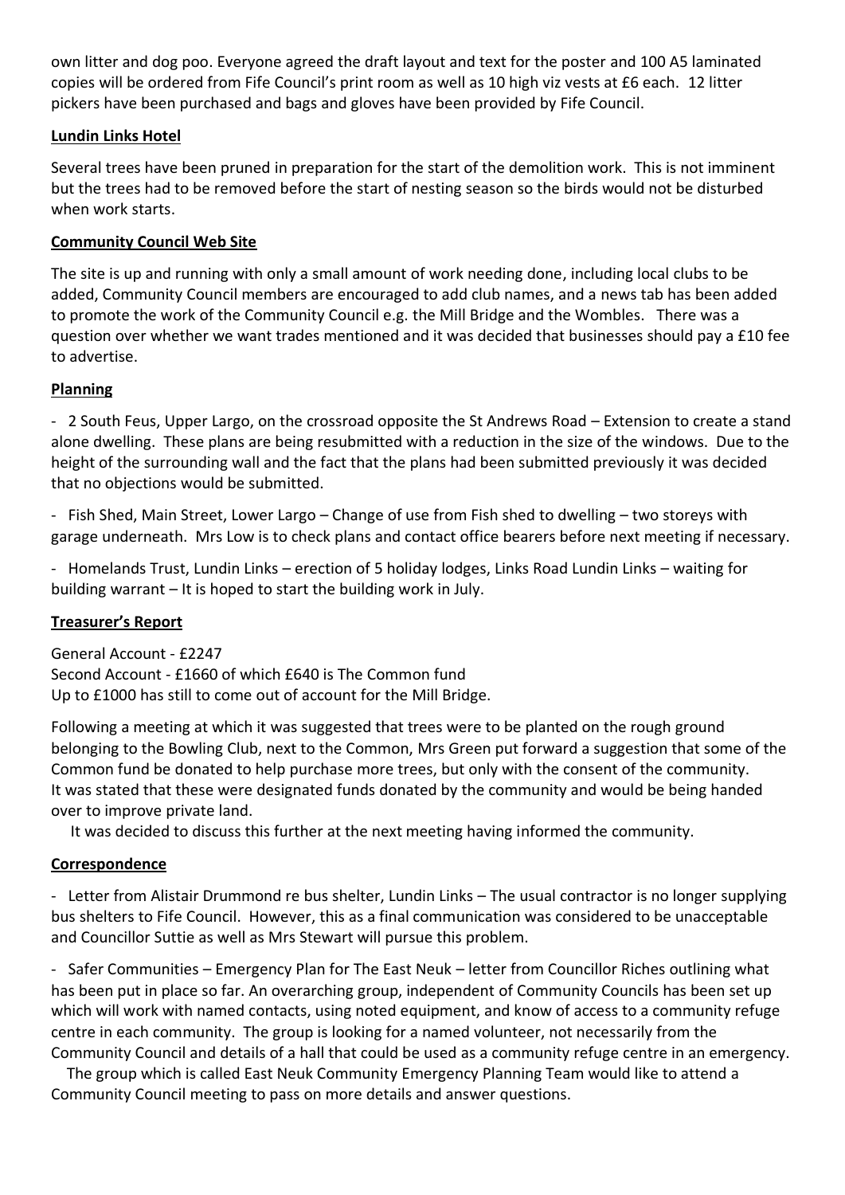own litter and dog poo. Everyone agreed the draft layout and text for the poster and 100 A5 laminated copies will be ordered from Fife Council's print room as well as 10 high viz vests at £6 each. 12 litter pickers have been purchased and bags and gloves have been provided by Fife Council.

**Lundin Links Hotel**

Several trees have been pruned in preparation for the start of the demolition work. This is not imminent but the trees had to be removed before the start of nesting season so the birds would not be disturbed when work starts.

**Community Council Web Site**

The site is up and running with only a small amount of work needing done, including local clubs to be added, Community Council members are encouraged to add club names, and a news tab has been added to promote the work of the Community Council e.g. the Mill Bridge and the Wombles. There was a question over whether we want trades mentioned and it was decided that businesses should pay a £10 fee to advertise.

**Planning**

- 2 South Feus, Upper Largo, on the crossroad opposite the St Andrews Road – Extension to create a stand alone dwelling. These plans are being resubmitted with a reduction in the size of the windows. Due to the height of the surrounding wall and the fact that the plans had been submitted previously it was decided that no objections would be submitted.

- Fish Shed, Main Street, Lower Largo – Change of use from Fish shed to dwelling – two storeys with garage underneath. Mrs Low is to check plans and contact office bearers before next meeting if necessary.

- Homelands Trust, Lundin Links – erection of 5 holiday lodges, Links Road Lundin Links – waiting for building warrant – It is hoped to start the building work in July.

**Treasurer's Report**

General Account - £2247
Second Account - £1660 of which £640 is The Common fund
Up to £1000 has still to come out of account for the Mill Bridge.

Following a meeting at which it was suggested that trees were to be planted on the rough ground belonging to the Bowling Club, next to the Common, Mrs Green put forward a suggestion that some of the Common fund be donated to help purchase more trees, but only with the consent of the community. It was stated that these were designated funds donated by the community and would be being handed over to improve private land.

It was decided to discuss this further at the next meeting having informed the community.

**Correspondence**

- Letter from Alistair Drummond re bus shelter, Lundin Links – The usual contractor is no longer supplying bus shelters to Fife Council. However, this as a final communication was considered to be unacceptable and Councillor Suttie as well as Mrs Stewart will pursue this problem.

- Safer Communities – Emergency Plan for The East Neuk – letter from Councillor Riches outlining what has been put in place so far. An overarching group, independent of Community Councils has been set up which will work with named contacts, using noted equipment, and know of access to a community refuge centre in each community. The group is looking for a named volunteer, not necessarily from the Community Council and details of a hall that could be used as a community refuge centre in an emergency.

The group which is called East Neuk Community Emergency Planning Team would like to attend a Community Council meeting to pass on more details and answer questions.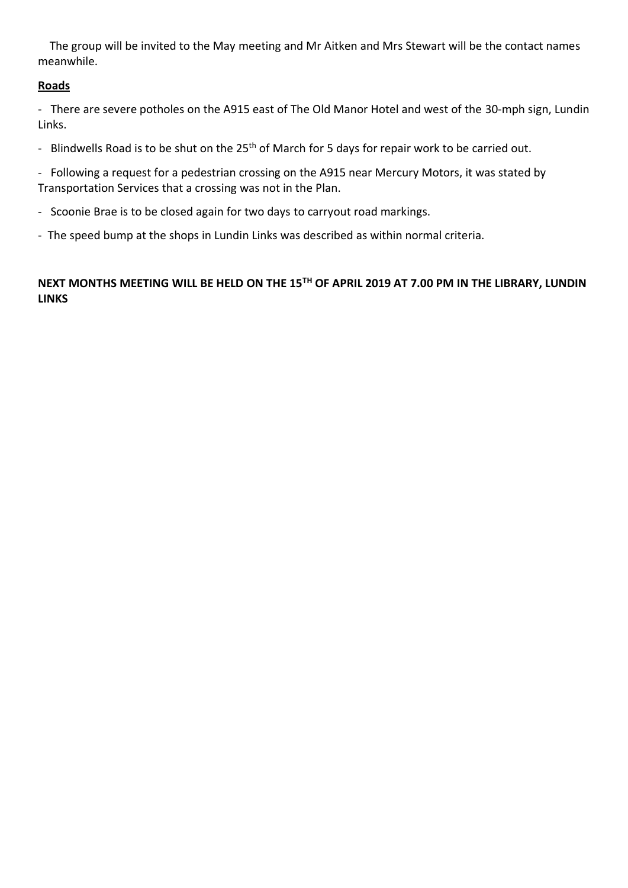The group will be invited to the May meeting and Mr Aitken and Mrs Stewart will be the contact names meanwhile.

**Roads**

- There are severe potholes on the A915 east of The Old Manor Hotel and west of the 30-mph sign, Lundin Links.
- Blindwells Road is to be shut on the 25th of March for 5 days for repair work to be carried out.
- Following a request for a pedestrian crossing on the A915 near Mercury Motors, it was stated by Transportation Services that a crossing was not in the Plan.
- Scoonie Brae is to be closed again for two days to carryout road markings.
- The speed bump at the shops in Lundin Links was described as within normal criteria.

**NEXT MONTHS MEETING WILL BE HELD ON THE 15TH OF APRIL 2019 AT 7.00 PM IN THE LIBRARY, LUNDIN LINKS**